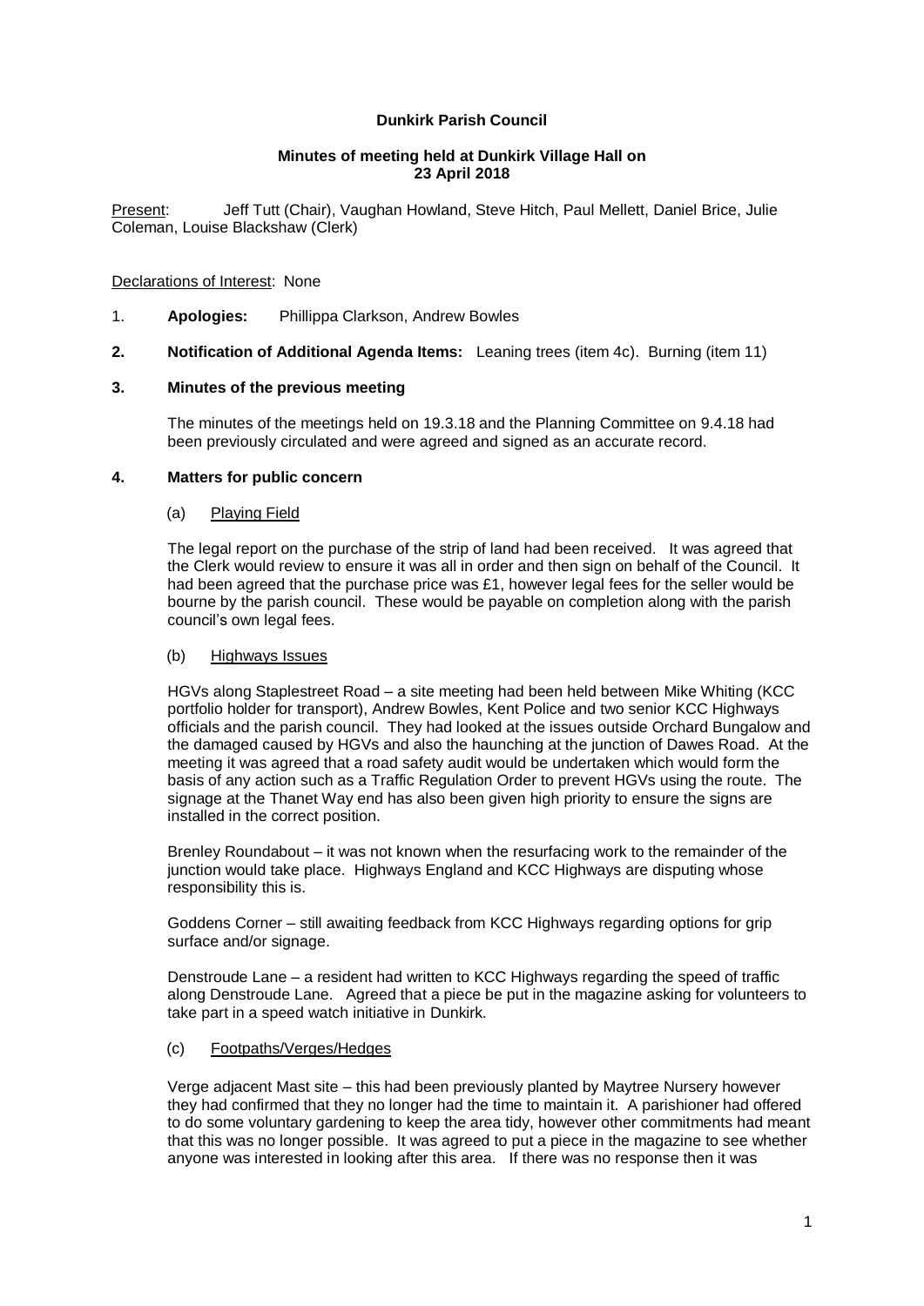**Dunkirk Parish Council**

**Minutes of meeting held at Dunkirk Village Hall on 23 April 2018**

Present: Jeff Tutt (Chair), Vaughan Howland, Steve Hitch, Paul Mellett, Daniel Brice, Julie Coleman, Louise Blackshaw (Clerk)

Declarations of Interest: None

1. **Apologies:** Phillippa Clarkson, Andrew Bowles

**2. Notification of Additional Agenda Items:** Leaning trees (item 4c). Burning (item 11)

**3. Minutes of the previous meeting**

The minutes of the meetings held on 19.3.18 and the Planning Committee on 9.4.18 had been previously circulated and were agreed and signed as an accurate record.

**4. Matters for public concern**

(a) Playing Field

The legal report on the purchase of the strip of land had been received. It was agreed that the Clerk would review to ensure it was all in order and then sign on behalf of the Council. It had been agreed that the purchase price was £1, however legal fees for the seller would be bourne by the parish council. These would be payable on completion along with the parish council's own legal fees.

(b) Highways Issues

HGVs along Staplestreet Road – a site meeting had been held between Mike Whiting (KCC portfolio holder for transport), Andrew Bowles, Kent Police and two senior KCC Highways officials and the parish council. They had looked at the issues outside Orchard Bungalow and the damaged caused by HGVs and also the haunching at the junction of Dawes Road. At the meeting it was agreed that a road safety audit would be undertaken which would form the basis of any action such as a Traffic Regulation Order to prevent HGVs using the route. The signage at the Thanet Way end has also been given high priority to ensure the signs are installed in the correct position.

Brenley Roundabout – it was not known when the resurfacing work to the remainder of the junction would take place. Highways England and KCC Highways are disputing whose responsibility this is.

Goddens Corner – still awaiting feedback from KCC Highways regarding options for grip surface and/or signage.

Denstroude Lane – a resident had written to KCC Highways regarding the speed of traffic along Denstroude Lane. Agreed that a piece be put in the magazine asking for volunteers to take part in a speed watch initiative in Dunkirk.

(c) Footpaths/Verges/Hedges

Verge adjacent Mast site – this had been previously planted by Maytree Nursery however they had confirmed that they no longer had the time to maintain it. A parishioner had offered to do some voluntary gardening to keep the area tidy, however other commitments had meant that this was no longer possible. It was agreed to put a piece in the magazine to see whether anyone was interested in looking after this area. If there was no response then it was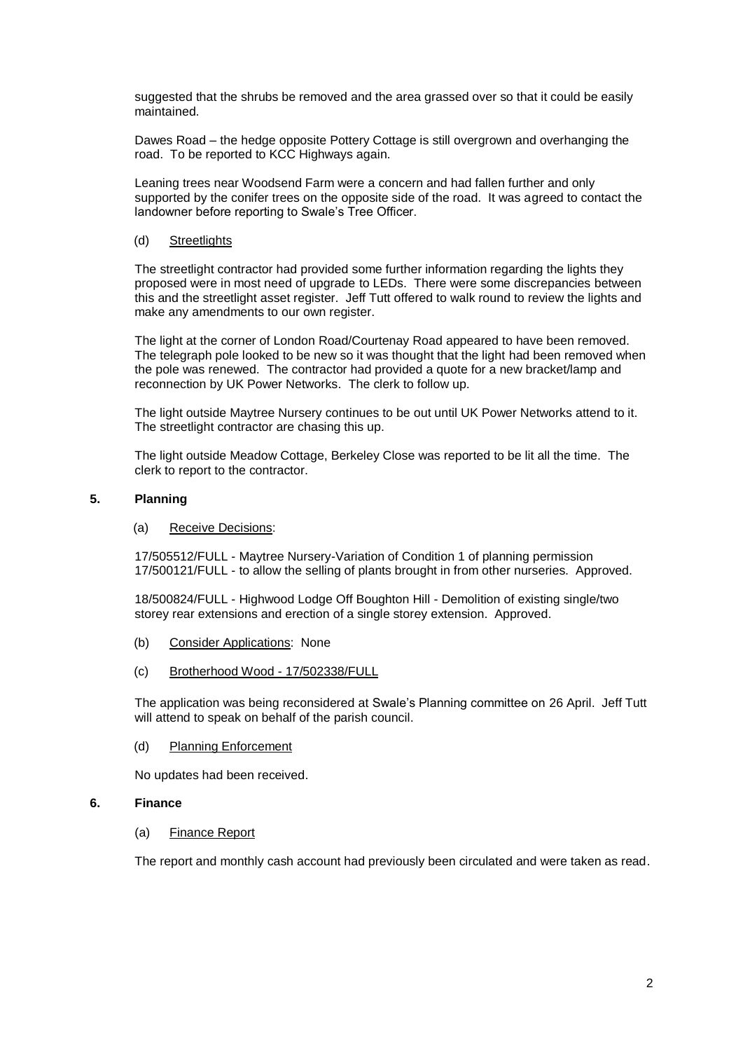suggested that the shrubs be removed and the area grassed over so that it could be easily maintained.

Dawes Road – the hedge opposite Pottery Cottage is still overgrown and overhanging the road. To be reported to KCC Highways again.

Leaning trees near Woodsend Farm were a concern and had fallen further and only supported by the conifer trees on the opposite side of the road. It was agreed to contact the landowner before reporting to Swale's Tree Officer.

(d) Streetlights

The streetlight contractor had provided some further information regarding the lights they proposed were in most need of upgrade to LEDs. There were some discrepancies between this and the streetlight asset register. Jeff Tutt offered to walk round to review the lights and make any amendments to our own register.

The light at the corner of London Road/Courtenay Road appeared to have been removed. The telegraph pole looked to be new so it was thought that the light had been removed when the pole was renewed. The contractor had provided a quote for a new bracket/lamp and reconnection by UK Power Networks. The clerk to follow up.

The light outside Maytree Nursery continues to be out until UK Power Networks attend to it. The streetlight contractor are chasing this up.

The light outside Meadow Cottage, Berkeley Close was reported to be lit all the time. The clerk to report to the contractor.

## 5. Planning

(a) Receive Decisions:

17/505512/FULL - Maytree Nursery-Variation of Condition 1 of planning permission 17/500121/FULL - to allow the selling of plants brought in from other nurseries. Approved.

18/500824/FULL - Highwood Lodge Off Boughton Hill - Demolition of existing single/two storey rear extensions and erection of a single storey extension. Approved.

(b) Consider Applications: None

(c) Brotherhood Wood - 17/502338/FULL

The application was being reconsidered at Swale's Planning committee on 26 April. Jeff Tutt will attend to speak on behalf of the parish council.

(d) Planning Enforcement

No updates had been received.

## 6. Finance

(a) Finance Report

The report and monthly cash account had previously been circulated and were taken as read.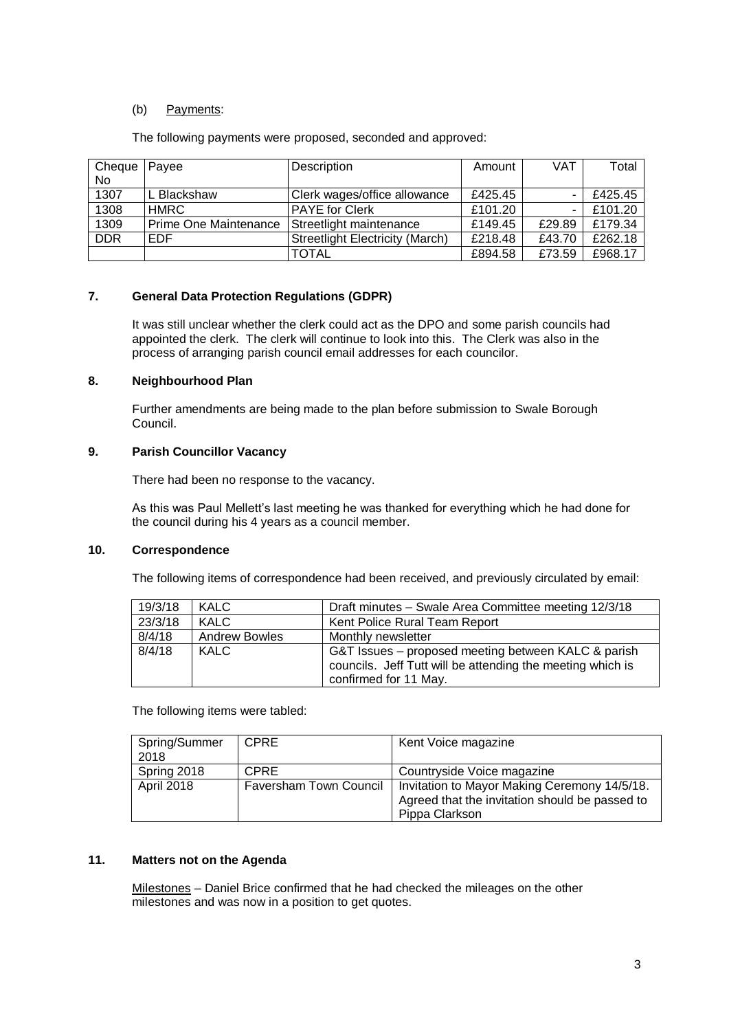(b) Payments:

The following payments were proposed, seconded and approved:

| Cheque No | Payee | Description | Amount | VAT | Total |
|---|---|---|---|---|---|
| 1307 | L Blackshaw | Clerk wages/office allowance | £425.45 | - | £425.45 |
| 1308 | HMRC | PAYE for Clerk | £101.20 | - | £101.20 |
| 1309 | Prime One Maintenance | Streetlight maintenance | £149.45 | £29.89 | £179.34 |
| DDR | EDF | Streetlight Electricity (March) | £218.48 | £43.70 | £262.18 |
| | | TOTAL | £894.58 | £73.59 | £968.17 |

## 7. General Data Protection Regulations (GDPR)

It was still unclear whether the clerk could act as the DPO and some parish councils had appointed the clerk. The clerk will continue to look into this. The Clerk was also in the process of arranging parish council email addresses for each councilor.

## 8. Neighbourhood Plan

Further amendments are being made to the plan before submission to Swale Borough Council.

## 9. Parish Councillor Vacancy

There had been no response to the vacancy.

As this was Paul Mellett's last meeting he was thanked for everything which he had done for the council during his 4 years as a council member.

## 10. Correspondence

The following items of correspondence had been received, and previously circulated by email:

| Date | From | Item |
|---|---|---|
| 19/3/18 | KALC | Draft minutes – Swale Area Committee meeting 12/3/18 |
| 23/3/18 | KALC | Kent Police Rural Team Report |
| 8/4/18 | Andrew Bowles | Monthly newsletter |
| 8/4/18 | KALC | G&T Issues – proposed meeting between KALC & parish councils. Jeff Tutt will be attending the meeting which is confirmed for 11 May. |

The following items were tabled:

| Date | From | Item |
|---|---|---|
| Spring/Summer 2018 | CPRE | Kent Voice magazine |
| Spring 2018 | CPRE | Countryside Voice magazine |
| April 2018 | Faversham Town Council | Invitation to Mayor Making Ceremony 14/5/18. Agreed that the invitation should be passed to Pippa Clarkson |

## 11. Matters not on the Agenda

Milestones – Daniel Brice confirmed that he had checked the mileages on the other milestones and was now in a position to get quotes.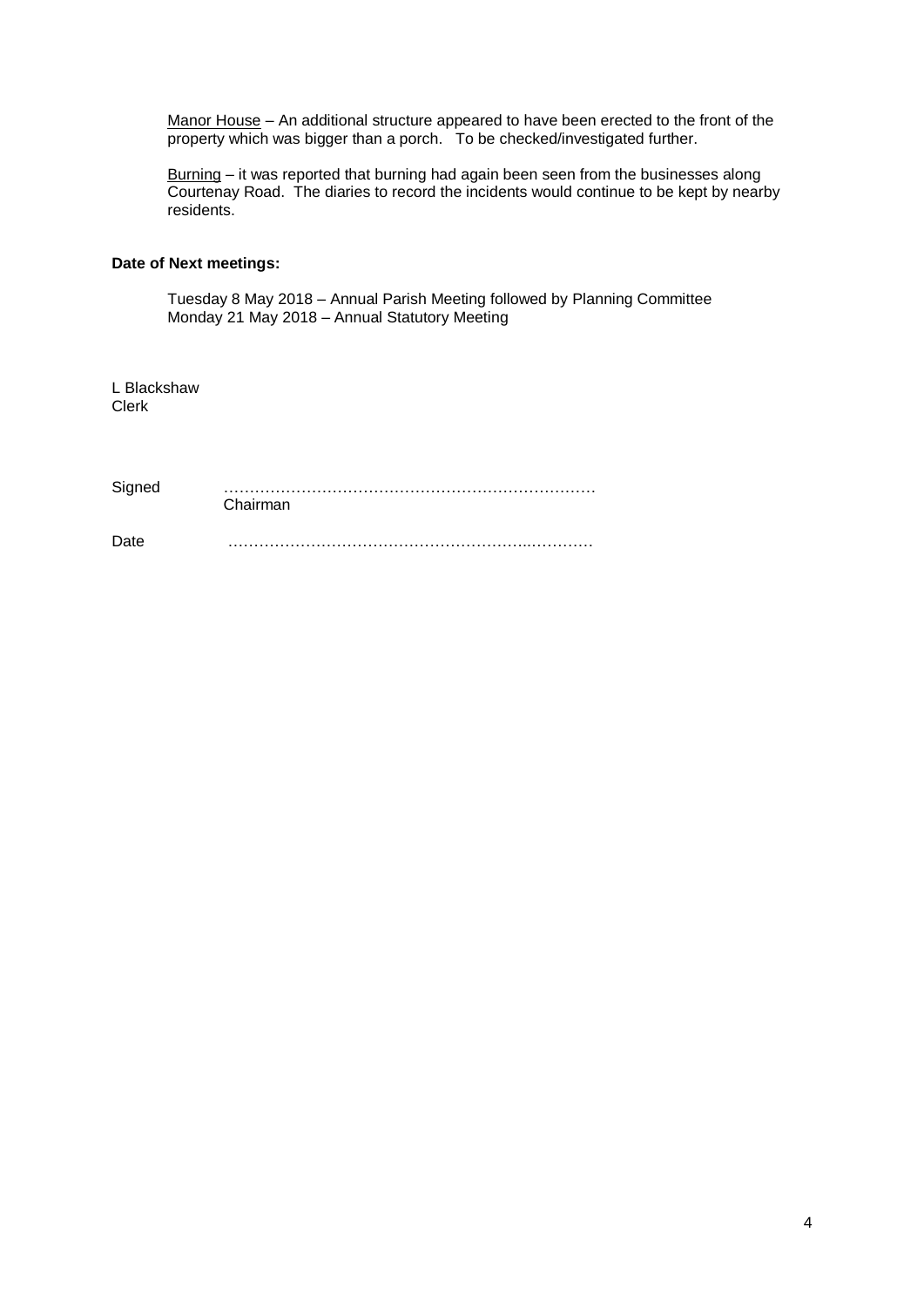Manor House – An additional structure appeared to have been erected to the front of the property which was bigger than a porch. To be checked/investigated further.

Burning – it was reported that burning had again been seen from the businesses along Courtenay Road. The diaries to record the incidents would continue to be kept by nearby residents.

**Date of Next meetings:**

Tuesday 8 May 2018 – Annual Parish Meeting followed by Planning Committee
Monday 21 May 2018 – Annual Statutory Meeting

L Blackshaw
Clerk

Signed ……………………………………………………………
Chairman

Date ………………………………………………..…………